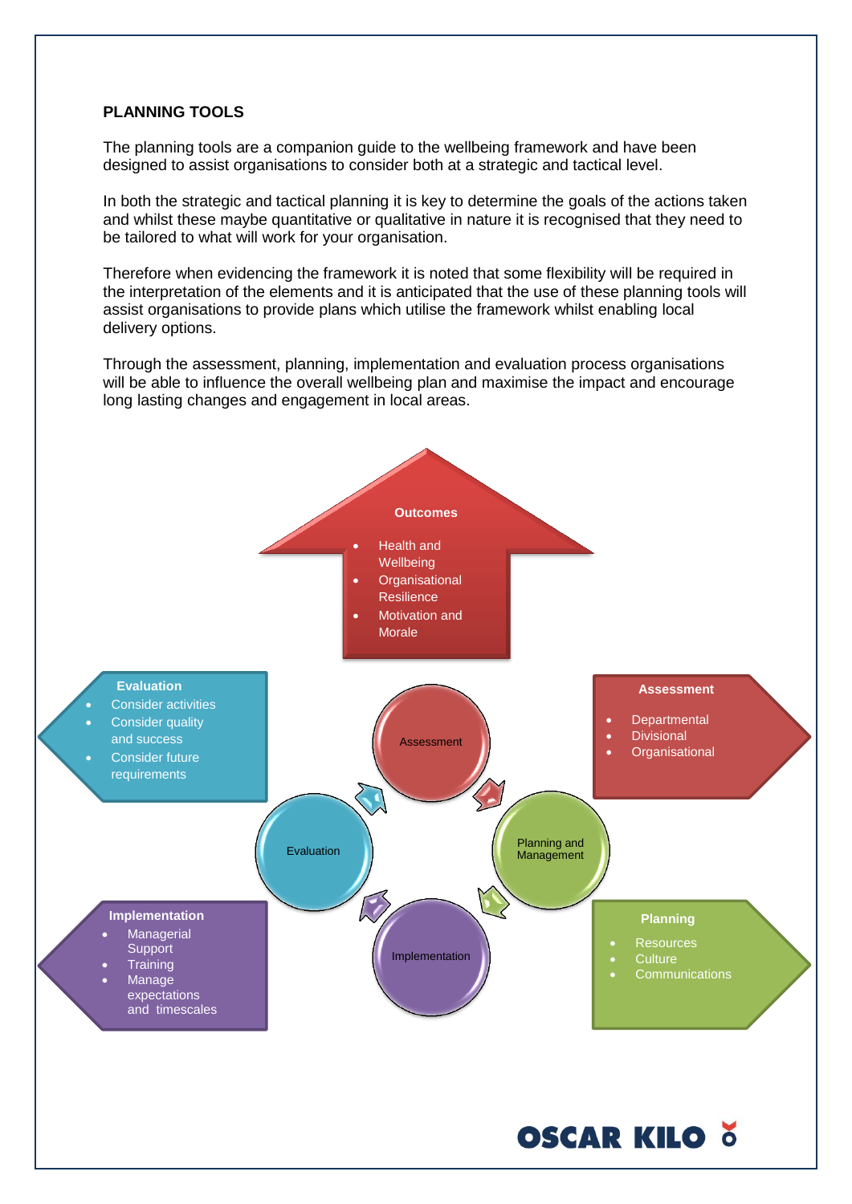## PLANNING TOOLS

The planning tools are a companion guide to the wellbeing framework and have been designed to assist organisations to consider both at a strategic and tactical level.

In both the strategic and tactical planning it is key to determine the goals of the actions taken and whilst these maybe quantitative or qualitative in nature it is recognised that they need to be tailored to what will work for your organisation.

Therefore when evidencing the framework it is noted that some flexibility will be required in the interpretation of the elements and it is anticipated that the use of these planning tools will assist organisations to provide plans which utilise the framework whilst enabling local delivery options.

Through the assessment, planning, implementation and evaluation process organisations will be able to influence the overall wellbeing plan and maximise the impact and encourage long lasting changes and engagement in local areas.

**Outcomes**

- Health and Wellbeing
- Organisational Resilience
- Motivation and Morale

**Evaluation**

- Consider activities
- Consider quality and success
- Consider future requirements

**Assessment**

- Departmental
- Divisional
- Organisational

Assessment

Planning and Management

Implementation

Evaluation

**Implementation**

- Managerial Support
- Training
- Manage expectations and timescales

**Planning**

- Resources
- Culture
- Communications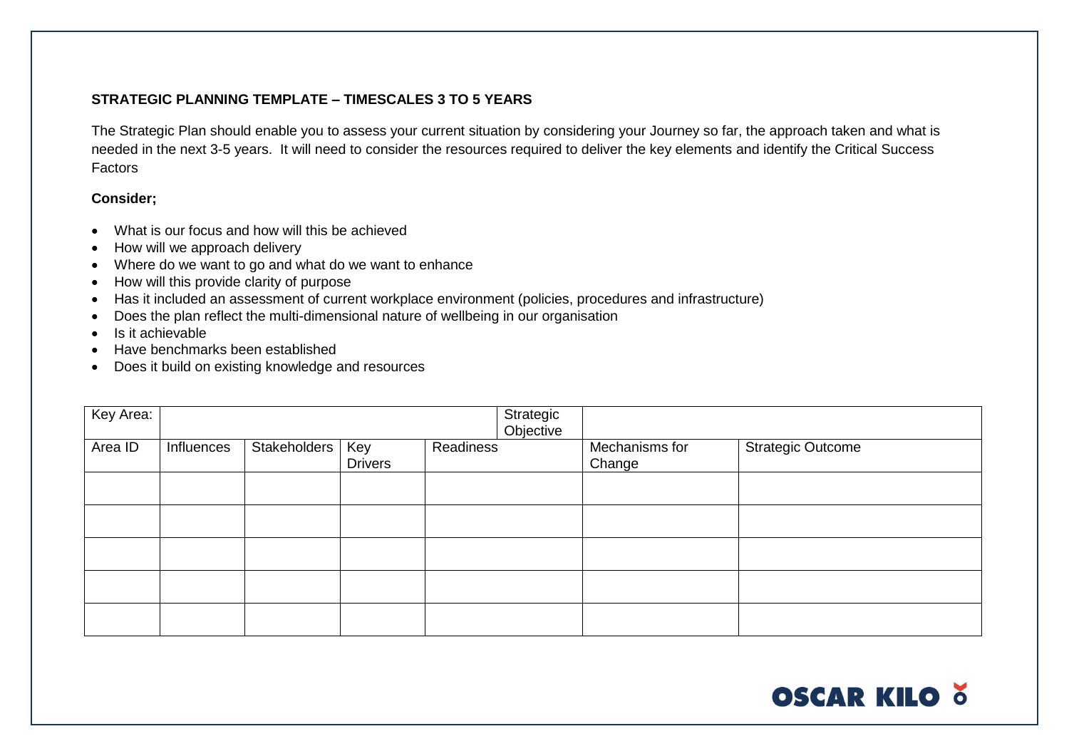**STRATEGIC PLANNING TEMPLATE – TIMESCALES 3 TO 5 YEARS**

The Strategic Plan should enable you to assess your current situation by considering your Journey so far, the approach taken and what is needed in the next 3-5 years. It will need to consider the resources required to deliver the key elements and identify the Critical Success Factors

**Consider;**

- What is our focus and how will this be achieved
- How will we approach delivery
- Where do we want to go and what do we want to enhance
- How will this provide clarity of purpose
- Has it included an assessment of current workplace environment (policies, procedures and infrastructure)
- Does the plan reflect the multi-dimensional nature of wellbeing in our organisation
- Is it achievable
- Have benchmarks been established
- Does it build on existing knowledge and resources

| Key Area: | | | | Strategic Objective | | |
|---|---|---|---|---|---|---|
| Area ID | Influences | Stakeholders | Key Drivers | Readiness | Mechanisms for Change | Strategic Outcome |
| | | | | | | |
| | | | | | | |
| | | | | | | |
| | | | | | | |
| | | | | | | |

OSCAR KILO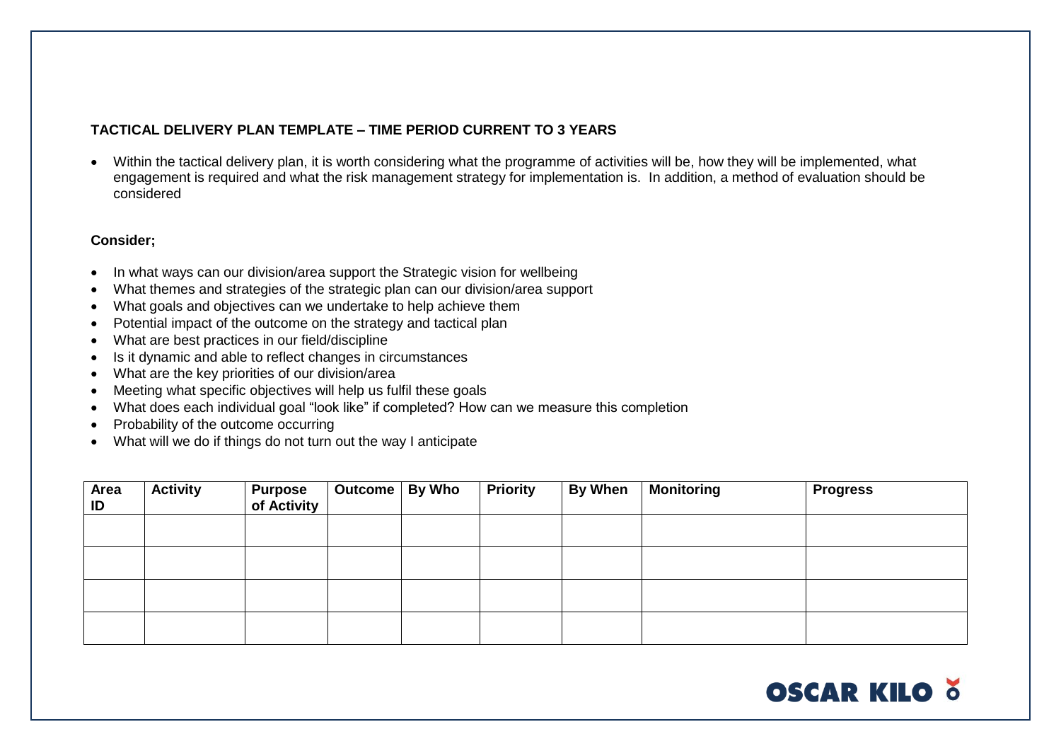**TACTICAL DELIVERY PLAN TEMPLATE – TIME PERIOD CURRENT TO 3 YEARS**

- Within the tactical delivery plan, it is worth considering what the programme of activities will be, how they will be implemented, what engagement is required and what the risk management strategy for implementation is. In addition, a method of evaluation should be considered

**Consider;**

- In what ways can our division/area support the Strategic vision for wellbeing
- What themes and strategies of the strategic plan can our division/area support
- What goals and objectives can we undertake to help achieve them
- Potential impact of the outcome on the strategy and tactical plan
- What are best practices in our field/discipline
- Is it dynamic and able to reflect changes in circumstances
- What are the key priorities of our division/area
- Meeting what specific objectives will help us fulfil these goals
- What does each individual goal "look like" if completed? How can we measure this completion
- Probability of the outcome occurring
- What will we do if things do not turn out the way I anticipate

| Area ID | Activity | Purpose of Activity | Outcome | By Who | Priority | By When | Monitoring | Progress |
|---|---|---|---|---|---|---|---|---|
| | | | | | | | | |
| | | | | | | | | |
| | | | | | | | | |
| | | | | | | | | |

OSCAR KILO